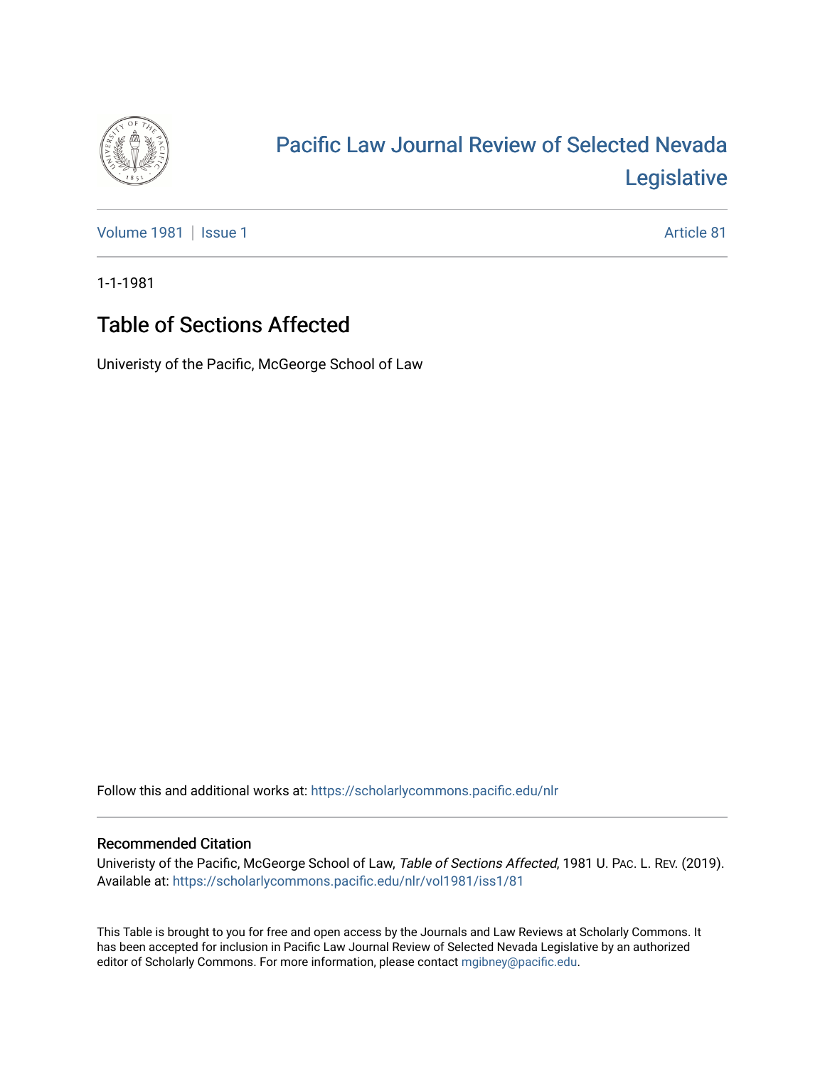# Pacific Law Journal Review of Selected Nevada Legislative

Volume 1981 | Issue 1

Article 81

1-1-1981

## Table of Sections Affected

Univeristy of the Pacific, McGeorge School of Law

Follow this and additional works at: https://scholarlycommons.pacific.edu/nlr

### Recommended Citation

Univeristy of the Pacific, McGeorge School of Law, *Table of Sections Affected*, 1981 U. Pac. L. Rev. (2019).
Available at: https://scholarlycommons.pacific.edu/nlr/vol1981/iss1/81

This Table is brought to you for free and open access by the Journals and Law Reviews at Scholarly Commons. It has been accepted for inclusion in Pacific Law Journal Review of Selected Nevada Legislative by an authorized editor of Scholarly Commons. For more information, please contact mgibney@pacific.edu.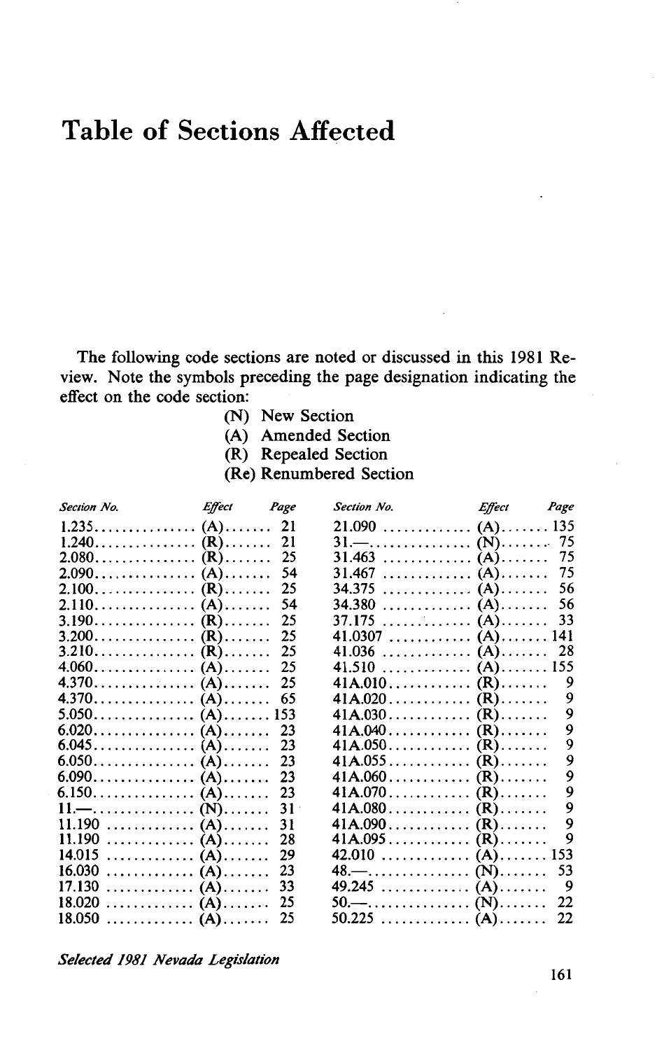# Table of Sections Affected

The following code sections are noted or discussed in this 1981 Review. Note the symbols preceding the page designation indicating the effect on the code section:

- (N) New Section
- (A) Amended Section
- (R) Repealed Section
- (Re) Renumbered Section

| *Section No.* | *Effect* | *Page* |
|---|---|---|
| 1.235 | (A) | 21 |
| 1.240 | (R) | 21 |
| 2.080 | (R) | 25 |
| 2.090 | (A) | 54 |
| 2.100 | (R) | 25 |
| 2.110 | (A) | 54 |
| 3.190 | (R) | 25 |
| 3.200 | (R) | 25 |
| 3.210 | (R) | 25 |
| 4.060 | (A) | 25 |
| 4.370 | (A) | 25 |
| 4.370 | (A) | 65 |
| 5.050 | (A) | 153 |
| 6.020 | (A) | 23 |
| 6.045 | (A) | 23 |
| 6.050 | (A) | 23 |
| 6.090 | (A) | 23 |
| 6.150 | (A) | 23 |
| 11.— | (N) | 31 |
| 11.190 | (A) | 31 |
| 11.190 | (A) | 28 |
| 14.015 | (A) | 29 |
| 16.030 | (A) | 23 |
| 17.130 | (A) | 33 |
| 18.020 | (A) | 25 |
| 18.050 | (A) | 25 |
| 21.090 | (A) | 135 |
| 31.— | (N) | 75 |
| 31.463 | (A) | 75 |
| 31.467 | (A) | 75 |
| 34.375 | (A) | 56 |
| 34.380 | (A) | 56 |
| 37.175 | (A) | 33 |
| 41.0307 | (A) | 141 |
| 41.036 | (A) | 28 |
| 41.510 | (A) | 155 |
| 41A.010 | (R) | 9 |
| 41A.020 | (R) | 9 |
| 41A.030 | (R) | 9 |
| 41A.040 | (R) | 9 |
| 41A.050 | (R) | 9 |
| 41A.055 | (R) | 9 |
| 41A.060 | (R) | 9 |
| 41A.070 | (R) | 9 |
| 41A.080 | (R) | 9 |
| 41A.090 | (R) | 9 |
| 41A.095 | (R) | 9 |
| 42.010 | (A) | 153 |
| 48.— | (N) | 53 |
| 49.245 | (A) | 9 |
| 50.— | (N) | 22 |
| 50.225 | (A) | 22 |

*Selected 1981 Nevada Legislation*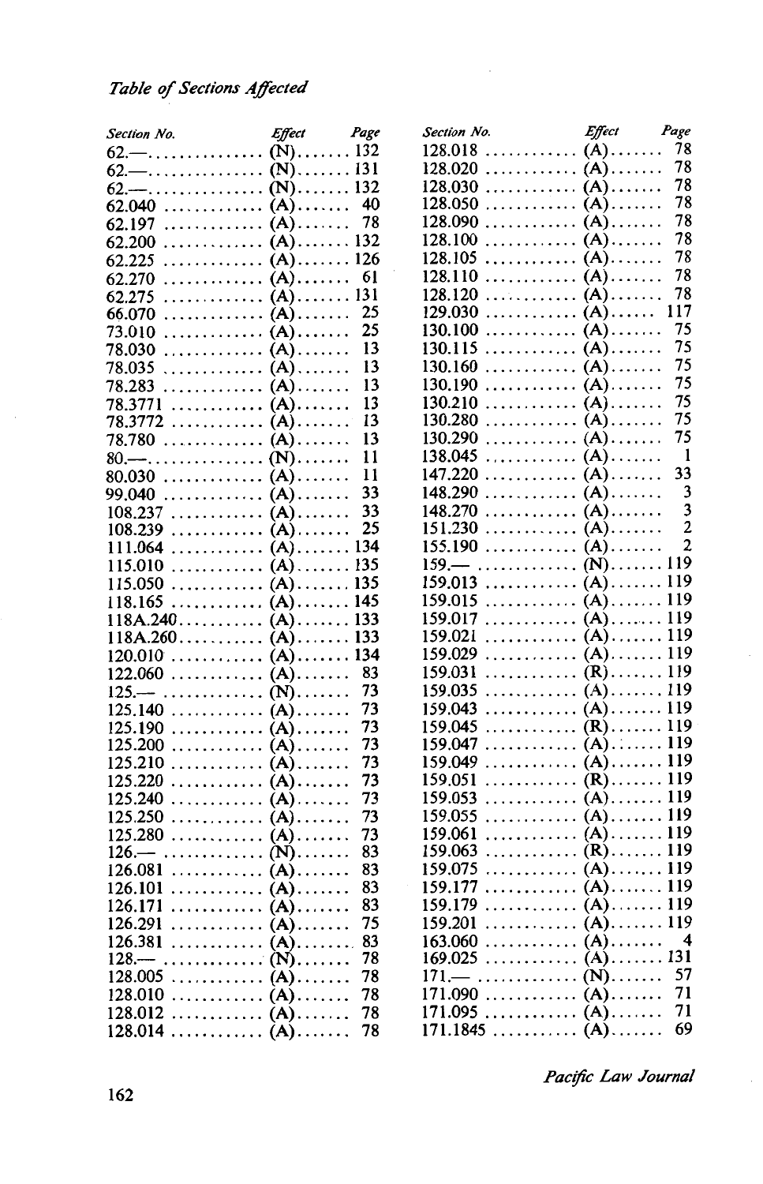*Table of Sections Affected*

| Section No. | Effect | Page |
|---|---|---|
| 62.— | (N) | 132 |
| 62.— | (N) | 131 |
| 62.— | (N) | 132 |
| 62.040 | (A) | 40 |
| 62.197 | (A) | 78 |
| 62.200 | (A) | 132 |
| 62.225 | (A) | 126 |
| 62.270 | (A) | 61 |
| 62.275 | (A) | 131 |
| 66.070 | (A) | 25 |
| 73.010 | (A) | 25 |
| 78.030 | (A) | 13 |
| 78.035 | (A) | 13 |
| 78.283 | (A) | 13 |
| 78.3771 | (A) | 13 |
| 78.3772 | (A) | 13 |
| 78.780 | (A) | 13 |
| 80.— | (N) | 11 |
| 80.030 | (A) | 11 |
| 99.040 | (A) | 33 |
| 108.237 | (A) | 33 |
| 108.239 | (A) | 25 |
| 111.064 | (A) | 134 |
| 115.010 | (A) | 135 |
| 115.050 | (A) | 135 |
| 118.165 | (A) | 145 |
| 118A.240 | (A) | 133 |
| 118A.260 | (A) | 133 |
| 120.010 | (A) | 134 |
| 122.060 | (A) | 83 |
| 125.— | (N) | 73 |
| 125.140 | (A) | 73 |
| 125.190 | (A) | 73 |
| 125.200 | (A) | 73 |
| 125.210 | (A) | 73 |
| 125.220 | (A) | 73 |
| 125.240 | (A) | 73 |
| 125.250 | (A) | 73 |
| 125.280 | (A) | 73 |
| 126.— | (N) | 83 |
| 126.081 | (A) | 83 |
| 126.101 | (A) | 83 |
| 126.171 | (A) | 83 |
| 126.291 | (A) | 75 |
| 126.381 | (A) | 83 |
| 128.— | (N) | 78 |
| 128.005 | (A) | 78 |
| 128.010 | (A) | 78 |
| 128.012 | (A) | 78 |
| 128.014 | (A) | 78 |
| 128.018 | (A) | 78 |
| 128.020 | (A) | 78 |
| 128.030 | (A) | 78 |
| 128.050 | (A) | 78 |
| 128.090 | (A) | 78 |
| 128.100 | (A) | 78 |
| 128.105 | (A) | 78 |
| 128.110 | (A) | 78 |
| 128.120 | (A) | 78 |
| 129.030 | (A) | 117 |
| 130.100 | (A) | 75 |
| 130.115 | (A) | 75 |
| 130.160 | (A) | 75 |
| 130.190 | (A) | 75 |
| 130.210 | (A) | 75 |
| 130.280 | (A) | 75 |
| 130.290 | (A) | 75 |
| 138.045 | (A) | 1 |
| 147.220 | (A) | 33 |
| 148.290 | (A) | 3 |
| 148.270 | (A) | 3 |
| 151.230 | (A) | 2 |
| 155.190 | (A) | 2 |
| 159.— | (N) | 119 |
| 159.013 | (A) | 119 |
| 159.015 | (A) | 119 |
| 159.017 | (A) | 119 |
| 159.021 | (A) | 119 |
| 159.029 | (A) | 119 |
| 159.031 | (R) | 119 |
| 159.035 | (A) | 119 |
| 159.043 | (A) | 119 |
| 159.045 | (R) | 119 |
| 159.047 | (A) | 119 |
| 159.049 | (A) | 119 |
| 159.051 | (R) | 119 |
| 159.053 | (A) | 119 |
| 159.055 | (A) | 119 |
| 159.061 | (A) | 119 |
| 159.063 | (R) | 119 |
| 159.075 | (A) | 119 |
| 159.177 | (A) | 119 |
| 159.179 | (A) | 119 |
| 159.201 | (A) | 119 |
| 163.060 | (A) | 4 |
| 169.025 | (A) | 131 |
| 171.— | (N) | 57 |
| 171.090 | (A) | 71 |
| 171.095 | (A) | 71 |
| 171.1845 | (A) | 69 |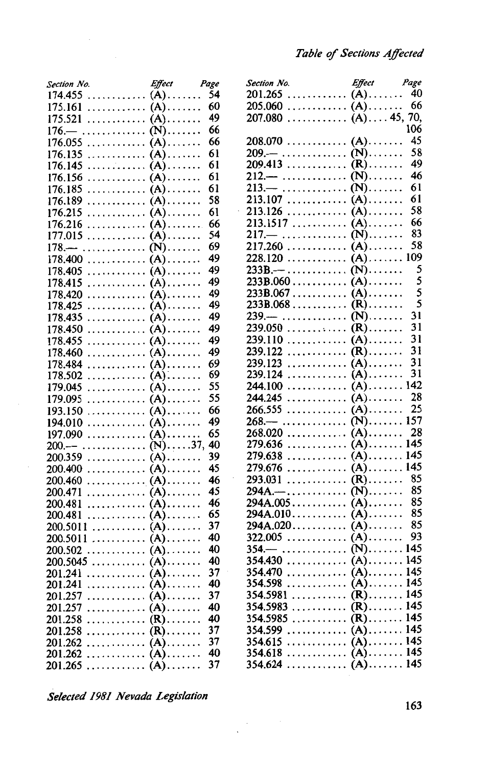| Section No. | Effect | Page |
|---|---|---|
| 174.455 | (A) | 54 |
| 175.161 | (A) | 60 |
| 175.521 | (A) | 49 |
| 176.— | (N) | 66 |
| 176.055 | (A) | 66 |
| 176.135 | (A) | 61 |
| 176.145 | (A) | 61 |
| 176.156 | (A) | 61 |
| 176.185 | (A) | 61 |
| 176.189 | (A) | 58 |
| 176.215 | (A) | 61 |
| 176.216 | (A) | 66 |
| 177.015 | (A) | 54 |
| 178.— | (N) | 69 |
| 178.400 | (A) | 49 |
| 178.405 | (A) | 49 |
| 178.415 | (A) | 49 |
| 178.420 | (A) | 49 |
| 178.425 | (A) | 49 |
| 178.435 | (A) | 49 |
| 178.450 | (A) | 49 |
| 178.455 | (A) | 49 |
| 178.460 | (A) | 49 |
| 178.484 | (A) | 69 |
| 178.502 | (A) | 69 |
| 179.045 | (A) | 55 |
| 179.095 | (A) | 55 |
| 193.150 | (A) | 66 |
| 194.010 | (A) | 49 |
| 197.090 | (A) | 65 |
| 200.— | (N) | 37, 40 |
| 200.359 | (A) | 39 |
| 200.400 | (A) | 45 |
| 200.460 | (A) | 46 |
| 200.471 | (A) | 45 |
| 200.481 | (A) | 46 |
| 200.481 | (A) | 65 |
| 200.5011 | (A) | 37 |
| 200.5011 | (A) | 40 |
| 200.502 | (A) | 40 |
| 200.5045 | (A) | 40 |
| 201.241 | (A) | 37 |
| 201.241 | (A) | 40 |
| 201.257 | (A) | 37 |
| 201.257 | (A) | 40 |
| 201.258 | (R) | 40 |
| 201.258 | (R) | 37 |
| 201.262 | (A) | 37 |
| 201.262 | (A) | 40 |
| 201.265 | (A) | 37 |
| 201.265 | (A) | 40 |
| 205.060 | (A) | 66 |
| 207.080 | (A) | 45, 70, 106 |
| 208.070 | (A) | 45 |
| 209.— | (N) | 58 |
| 209.413 | (R) | 49 |
| 212.— | (N) | 46 |
| 213.— | (N) | 61 |
| 213.107 | (A) | 61 |
| 213.126 | (A) | 58 |
| 213.1517 | (A) | 66 |
| 217.— | (N) | 83 |
| 217.260 | (A) | 58 |
| 228.120 | (A) | 109 |
| 233B.— | (N) | 5 |
| 233B.060 | (A) | 5 |
| 233B.067 | (A) | 5 |
| 233B.068 | (R) | 5 |
| 239.— | (N) | 31 |
| 239.050 | (R) | 31 |
| 239.110 | (A) | 31 |
| 239.122 | (R) | 31 |
| 239.123 | (A) | 31 |
| 239.124 | (A) | 31 |
| 244.100 | (A) | 142 |
| 244.245 | (A) | 28 |
| 266.555 | (A) | 25 |
| 268.— | (N) | 157 |
| 268.020 | (A) | 28 |
| 279.636 | (A) | 145 |
| 279.638 | (A) | 145 |
| 279.676 | (A) | 145 |
| 293.031 | (R) | 85 |
| 294A.— | (N) | 85 |
| 294A.005 | (A) | 85 |
| 294A.010 | (A) | 85 |
| 294A.020 | (A) | 85 |
| 322.005 | (A) | 93 |
| 354.— | (N) | 145 |
| 354.430 | (A) | 145 |
| 354.470 | (A) | 145 |
| 354.598 | (A) | 145 |
| 354.5981 | (R) | 145 |
| 354.5983 | (R) | 145 |
| 354.5985 | (R) | 145 |
| 354.599 | (A) | 145 |
| 354.615 | (A) | 145 |
| 354.618 | (A) | 145 |
| 354.624 | (A) | 145 |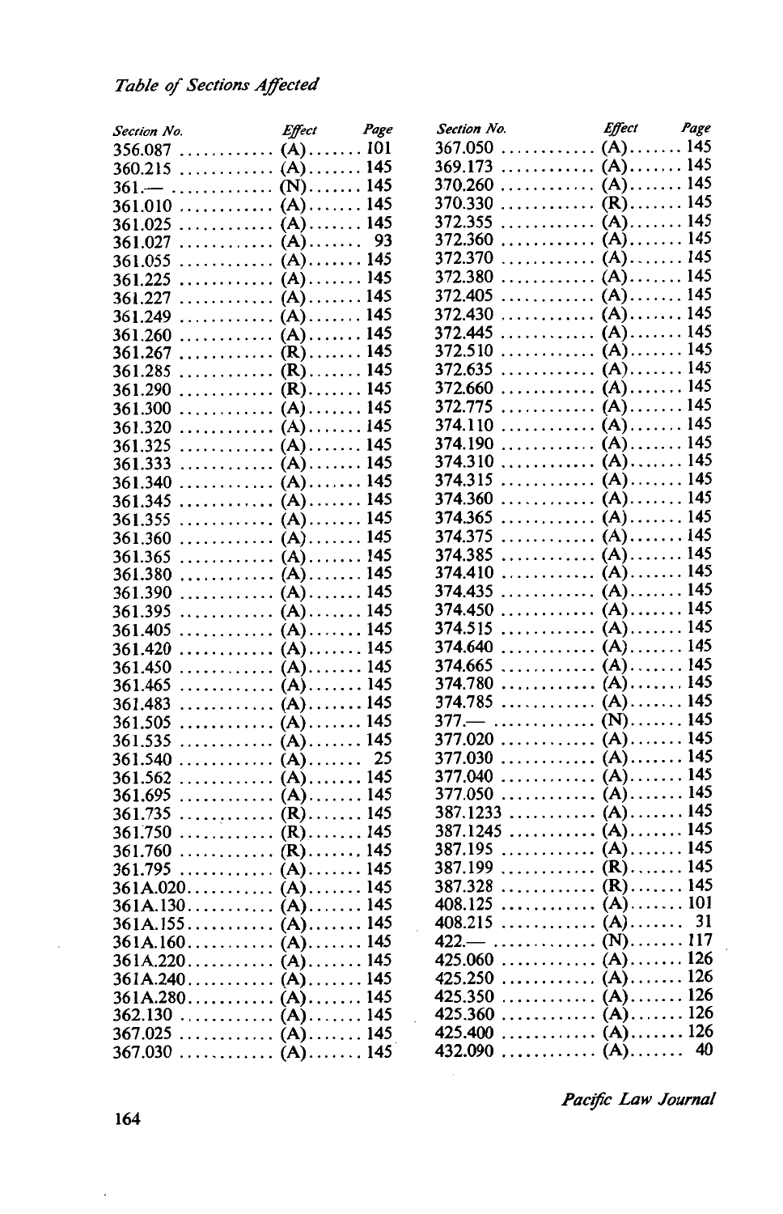*Table of Sections Affected*

| Section No. | Effect | Page |
|---|---|---|
| 356.087 | (A) | 101 |
| 360.215 | (A) | 145 |
| 361.— | (N) | 145 |
| 361.010 | (A) | 145 |
| 361.025 | (A) | 145 |
| 361.027 | (A) | 93 |
| 361.055 | (A) | 145 |
| 361.225 | (A) | 145 |
| 361.227 | (A) | 145 |
| 361.249 | (A) | 145 |
| 361.260 | (A) | 145 |
| 361.267 | (R) | 145 |
| 361.285 | (R) | 145 |
| 361.290 | (R) | 145 |
| 361.300 | (A) | 145 |
| 361.320 | (A) | 145 |
| 361.325 | (A) | 145 |
| 361.333 | (A) | 145 |
| 361.340 | (A) | 145 |
| 361.345 | (A) | 145 |
| 361.355 | (A) | 145 |
| 361.360 | (A) | 145 |
| 361.365 | (A) | 145 |
| 361.380 | (A) | 145 |
| 361.390 | (A) | 145 |
| 361.395 | (A) | 145 |
| 361.405 | (A) | 145 |
| 361.420 | (A) | 145 |
| 361.450 | (A) | 145 |
| 361.465 | (A) | 145 |
| 361.483 | (A) | 145 |
| 361.505 | (A) | 145 |
| 361.535 | (A) | 145 |
| 361.540 | (A) | 25 |
| 361.562 | (A) | 145 |
| 361.695 | (A) | 145 |
| 361.735 | (R) | 145 |
| 361.750 | (R) | 145 |
| 361.760 | (R) | 145 |
| 361.795 | (A) | 145 |
| 361A.020 | (A) | 145 |
| 361A.130 | (A) | 145 |
| 361A.155 | (A) | 145 |
| 361A.160 | (A) | 145 |
| 361A.220 | (A) | 145 |
| 361A.240 | (A) | 145 |
| 361A.280 | (A) | 145 |
| 362.130 | (A) | 145 |
| 367.025 | (A) | 145 |
| 367.030 | (A) | 145 |
| 367.050 | (A) | 145 |
| 369.173 | (A) | 145 |
| 370.260 | (A) | 145 |
| 370.330 | (R) | 145 |
| 372.355 | (A) | 145 |
| 372.360 | (A) | 145 |
| 372.370 | (A) | 145 |
| 372.380 | (A) | 145 |
| 372.405 | (A) | 145 |
| 372.430 | (A) | 145 |
| 372.445 | (A) | 145 |
| 372.510 | (A) | 145 |
| 372.635 | (A) | 145 |
| 372.660 | (A) | 145 |
| 372.775 | (A) | 145 |
| 374.110 | (A) | 145 |
| 374.190 | (A) | 145 |
| 374.310 | (A) | 145 |
| 374.315 | (A) | 145 |
| 374.360 | (A) | 145 |
| 374.365 | (A) | 145 |
| 374.375 | (A) | 145 |
| 374.385 | (A) | 145 |
| 374.410 | (A) | 145 |
| 374.435 | (A) | 145 |
| 374.450 | (A) | 145 |
| 374.515 | (A) | 145 |
| 374.640 | (A) | 145 |
| 374.665 | (A) | 145 |
| 374.780 | (A) | 145 |
| 374.785 | (A) | 145 |
| 377.— | (N) | 145 |
| 377.020 | (A) | 145 |
| 377.030 | (A) | 145 |
| 377.040 | (A) | 145 |
| 377.050 | (A) | 145 |
| 387.1233 | (A) | 145 |
| 387.1245 | (A) | 145 |
| 387.195 | (A) | 145 |
| 387.199 | (R) | 145 |
| 387.328 | (R) | 145 |
| 408.125 | (A) | 101 |
| 408.215 | (A) | 31 |
| 422.— | (N) | 117 |
| 425.060 | (A) | 126 |
| 425.250 | (A) | 126 |
| 425.350 | (A) | 126 |
| 425.360 | (A) | 126 |
| 425.400 | (A) | 126 |
| 432.090 | (A) | 40 |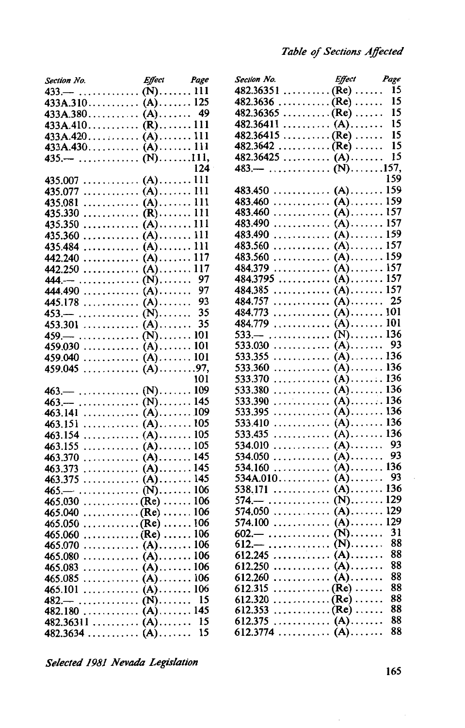| Section No. | Effect | Page |
|---|---|---|
| 433.— | (N) | 111 |
| 433A.310 | (A) | 125 |
| 433A.380 | (A) | 49 |
| 433A.410 | (R) | 111 |
| 433A.420 | (A) | 111 |
| 433A.430 | (A) | 111 |
| 435.— | (N) | 111, 124 |
| 435.007 | (A) | 111 |
| 435.077 | (A) | 111 |
| 435.081 | (A) | 111 |
| 435.330 | (R) | 111 |
| 435.350 | (A) | 111 |
| 435.360 | (A) | 111 |
| 435.484 | (A) | 111 |
| 442.240 | (A) | 117 |
| 442.250 | (A) | 117 |
| 444.— | (N) | 97 |
| 444.490 | (A) | 97 |
| 445.178 | (A) | 93 |
| 453.— | (N) | 35 |
| 453.301 | (A) | 35 |
| 459.— | (N) | 101 |
| 459.030 | (A) | 101 |
| 459.040 | (A) | 101 |
| 459.045 | (A) | 97, 101 |
| 463.— | (N) | 109 |
| 463.— | (N) | 145 |
| 463.141 | (A) | 109 |
| 463.151 | (A) | 105 |
| 463.154 | (A) | 105 |
| 463.155 | (A) | 105 |
| 463.370 | (A) | 145 |
| 463.373 | (A) | 145 |
| 463.375 | (A) | 145 |
| 465.— | (N) | 106 |
| 465.030 | (Re) | 106 |
| 465.040 | (Re) | 106 |
| 465.050 | (Re) | 106 |
| 465.060 | (Re) | 106 |
| 465.070 | (A) | 106 |
| 465.080 | (A) | 106 |
| 465.083 | (A) | 106 |
| 465.085 | (A) | 106 |
| 465.101 | (A) | 106 |
| 482.— | (N) | 15 |
| 482.180 | (A) | 145 |
| 482.36311 | (A) | 15 |
| 482.3634 | (A) | 15 |
| 482.36351 | (Re) | 15 |
| 482.3636 | (Re) | 15 |
| 482.36365 | (Re) | 15 |
| 482.36411 | (A) | 15 |
| 482.36415 | (Re) | 15 |
| 482.3642 | (Re) | 15 |
| 482.36425 | (A) | 15 |
| 483.— | (N) | 157, 159 |
| 483.450 | (A) | 159 |
| 483.460 | (A) | 159 |
| 483.460 | (A) | 157 |
| 483.490 | (A) | 157 |
| 483.490 | (A) | 159 |
| 483.560 | (A) | 157 |
| 483.560 | (A) | 159 |
| 484.379 | (A) | 157 |
| 484.3795 | (A) | 157 |
| 484.385 | (A) | 157 |
| 484.757 | (A) | 25 |
| 484.773 | (A) | 101 |
| 484.779 | (A) | 101 |
| 533.— | (N) | 136 |
| 533.030 | (A) | 93 |
| 533.355 | (A) | 136 |
| 533.360 | (A) | 136 |
| 533.370 | (A) | 136 |
| 533.380 | (A) | 136 |
| 533.390 | (A) | 136 |
| 533.395 | (A) | 136 |
| 533.410 | (A) | 136 |
| 533.435 | (A) | 136 |
| 534.010 | (A) | 93 |
| 534.050 | (A) | 93 |
| 534.160 | (A) | 136 |
| 534A.010 | (A) | 93 |
| 538.171 | (A) | 136 |
| 574.— | (N) | 129 |
| 574.050 | (A) | 129 |
| 574.100 | (A) | 129 |
| 602.— | (N) | 31 |
| 612.— | (N) | 88 |
| 612.245 | (A) | 88 |
| 612.250 | (A) | 88 |
| 612.260 | (A) | 88 |
| 612.315 | (Re) | 88 |
| 612.320 | (Re) | 88 |
| 612.353 | (Re) | 88 |
| 612.375 | (A) | 88 |
| 612.3774 | (A) | 88 |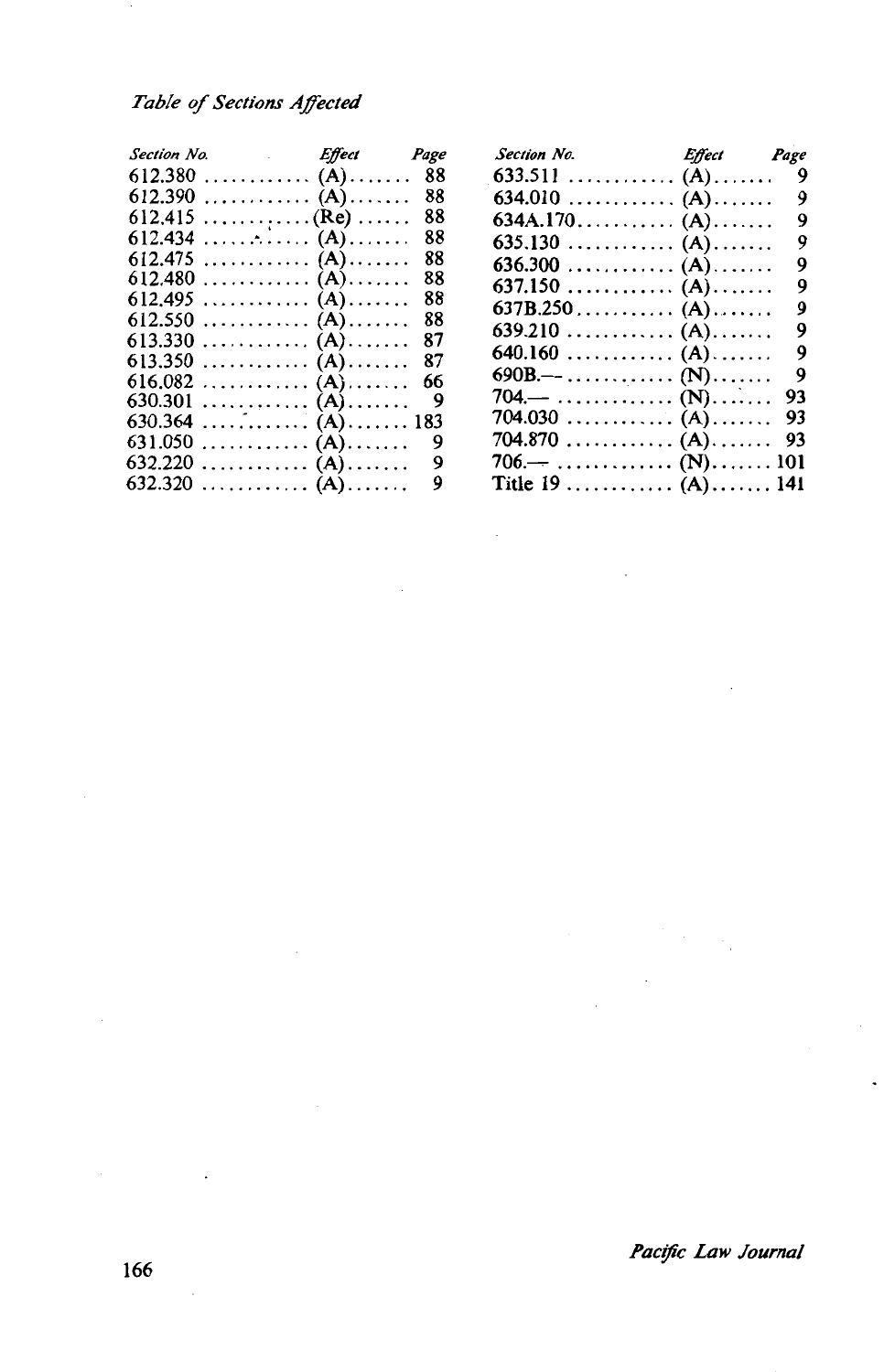*Table of Sections Affected*

| Section No. | Effect | Page |
|---|---|---|
| 612.380 | (A) | 88 |
| 612.390 | (A) | 88 |
| 612.415 | (Re) | 88 |
| 612.434 | (A) | 88 |
| 612.475 | (A) | 88 |
| 612.480 | (A) | 88 |
| 612.495 | (A) | 88 |
| 612.550 | (A) | 88 |
| 613.330 | (A) | 87 |
| 613.350 | (A) | 87 |
| 616.082 | (A) | 66 |
| 630.301 | (A) | 9 |
| 630.364 | (A) | 183 |
| 631.050 | (A) | 9 |
| 632.220 | (A) | 9 |
| 632.320 | (A) | 9 |
| 633.511 | (A) | 9 |
| 634.010 | (A) | 9 |
| 634A.170 | (A) | 9 |
| 635.130 | (A) | 9 |
| 636.300 | (A) | 9 |
| 637.150 | (A) | 9 |
| 637B.250 | (A) | 9 |
| 639.210 | (A) | 9 |
| 640.160 | (A) | 9 |
| 690B.— | (N) | 9 |
| 704.— | (N) | 93 |
| 704.030 | (A) | 93 |
| 704.870 | (A) | 93 |
| 706.— | (N) | 101 |
| Title 19 | (A) | 141 |